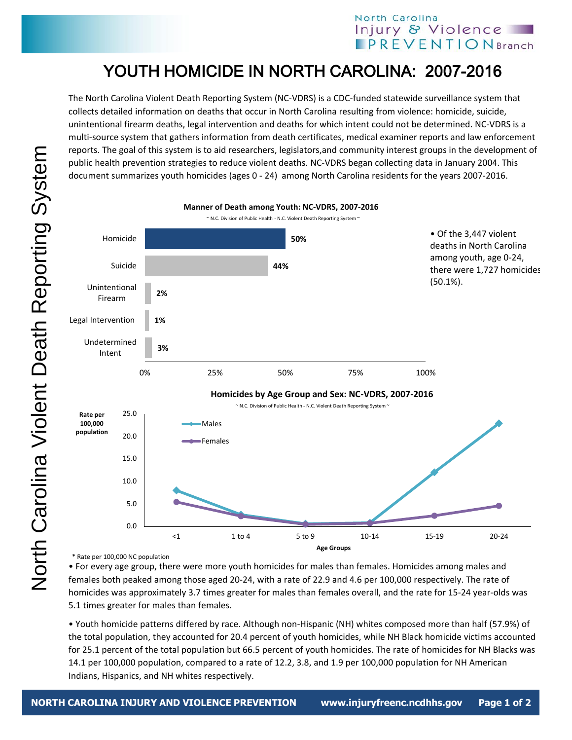# YOUTH HOMICIDE IN NORTH CAROLINA: 2007-2016

The North Carolina Violent Death Reporting System (NC-VDRS) is a CDC-funded statewide surveillance system that collects detailed information on deaths that occur in North Carolina resulting from violence: homicide, suicide, unintentional firearm deaths, legal intervention and deaths for which intent could not be determined. NC-VDRS is a multi-source system that gathers information from death certificates, medical examiner reports and law enforcement reports. The goal of this system is to aid researchers, legislators,and community interest groups in the development of public health prevention strategies to reduce violent deaths. NC-VDRS began collecting data in January 2004. This document summarizes youth homicides (ages 0 - 24) among North Carolina residents for the years 2007-2016.

**Manner of Death among Youth: NC-VDRS, 2007-2016**

~ N.C. Division of Public Health - N.C. Violent Death Reporting System ~

| Manner of Death | Percent |
|---|---|
| Homicide | 50% |
| Suicide | 44% |
| Unintentional Firearm | 2% |
| Legal Intervention | 1% |
| Undetermined Intent | 3% |

• Of the 3,447 violent deaths in North Carolina among youth, age 0-24, there were 1,727 homicides (50.1%).

**Homicides by Age Group and Sex: NC-VDRS, 2007-2016**

~ N.C. Division of Public Health - N.C. Violent Death Reporting System ~

Rate per 100,000 population (Males, Females) by Age Groups (<1, 1 to 4, 5 to 9, 10-14, 15-19, 20-24)

\* Rate per 100,000 NC population

• For every age group, there were more youth homicides for males than females. Homicides among males and females both peaked among those aged 20-24, with a rate of 22.9 and 4.6 per 100,000 respectively. The rate of homicides was approximately 3.7 times greater for males than females overall, and the rate for 15-24 year-olds was 5.1 times greater for males than females.

• Youth homicide patterns differed by race. Although non-Hispanic (NH) whites composed more than half (57.9%) of the total population, they accounted for 20.4 percent of youth homicides, while NH Black homicide victims accounted for 25.1 percent of the total population but 66.5 percent of youth homicides. The rate of homicides for NH Blacks was 14.1 per 100,000 population, compared to a rate of 12.2, 3.8, and 1.9 per 100,000 population for NH American Indians, Hispanics, and NH whites respectively.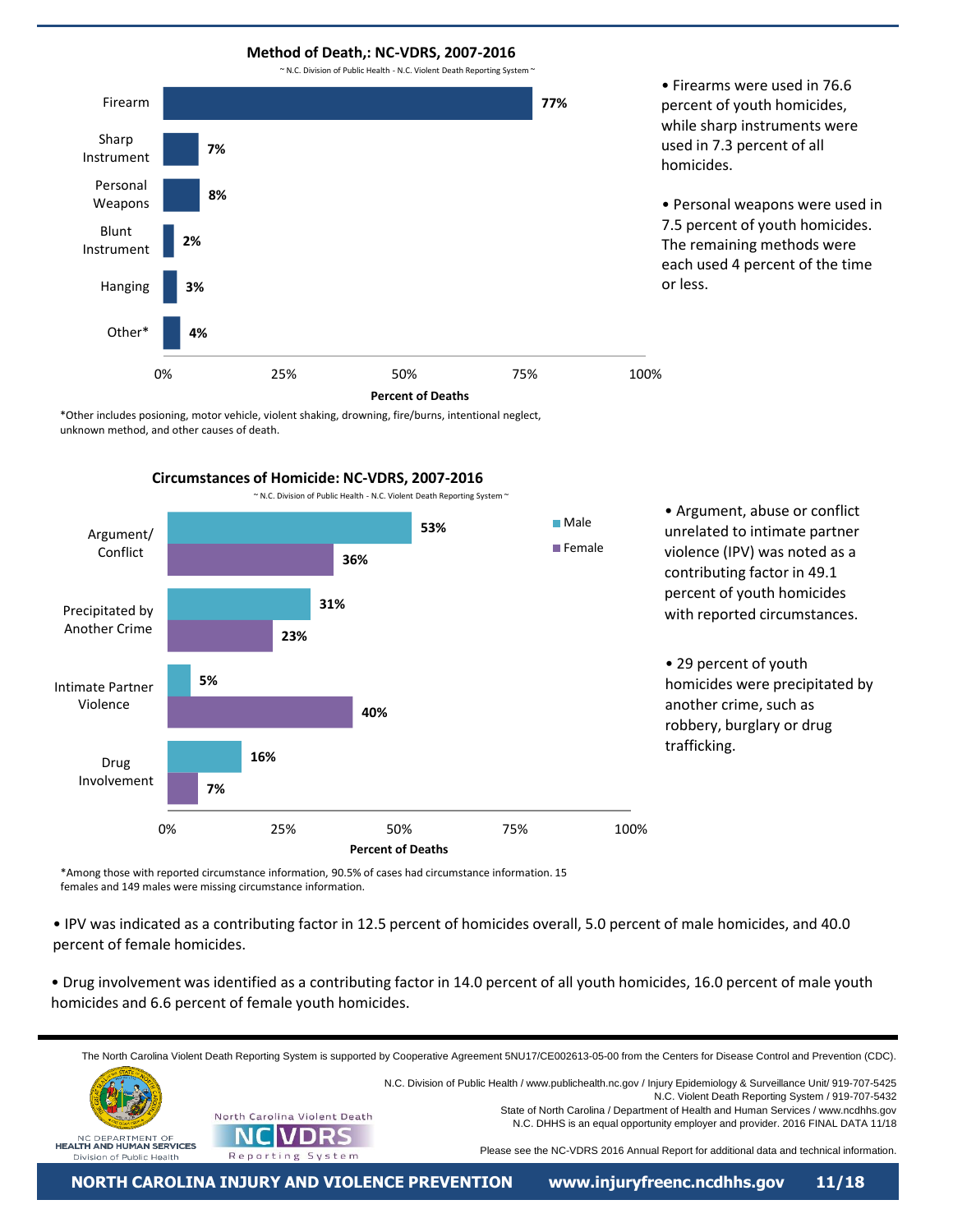## Method of Death,: NC-VDRS, 2007-2016

~ N.C. Division of Public Health - N.C. Violent Death Reporting System ~

Firearm 77%
Sharp Instrument 7%
Personal Weapons 8%
Blunt Instrument 2%
Hanging 3%
Other* 4%

0% 25% 50% 75% 100%

Percent of Deaths

*Other includes posioning, motor vehicle, violent shaking, drowning, fire/burns, intentional neglect, unknown method, and other causes of death.

- Firearms were used in 76.6 percent of youth homicides, while sharp instruments were used in 7.3 percent of all homicides.
- Personal weapons were used in 7.5 percent of youth homicides. The remaining methods were each used 4 percent of the time or less.

## Circumstances of Homicide: NC-VDRS, 2007-2016

~ N.C. Division of Public Health - N.C. Violent Death Reporting System ~

Male
Female

Argument/ Conflict 53% 36%
Precipitated by Another Crime 31% 23%
Intimate Partner Violence 5% 40%
Drug Involvement 16% 7%

0% 25% 50% 75% 100%

Percent of Deaths

*Among those with reported circumstance information, 90.5% of cases had circumstance information. 15 females and 149 males were missing circumstance information.

- Argument, abuse or conflict unrelated to intimate partner violence (IPV) was noted as a contributing factor in 49.1 percent of youth homicides with reported circumstances.
- 29 percent of youth homicides were precipitated by another crime, such as robbery, burglary or drug trafficking.

- IPV was indicated as a contributing factor in 12.5 percent of homicides overall, 5.0 percent of male homicides, and 40.0 percent of female homicides.
- Drug involvement was identified as a contributing factor in 14.0 percent of all youth homicides, 16.0 percent of male youth homicides and 6.6 percent of female youth homicides.

The North Carolina Violent Death Reporting System is supported by Cooperative Agreement 5NU17/CE002613-05-00 from the Centers for Disease Control and Prevention (CDC).

NC DEPARTMENT OF HEALTH AND HUMAN SERVICES Division of Public Health

North Carolina Violent Death NC VDRS Reporting System

N.C. Division of Public Health / www.publichealth.nc.gov / Injury Epidemiology & Surveillance Unit/ 919-707-5425
N.C. Violent Death Reporting System / 919-707-5432
State of North Carolina / Department of Health and Human Services / www.ncdhhs.gov
N.C. DHHS is an equal opportunity employer and provider. 2016 FINAL DATA 11/18

Please see the NC-VDRS 2016 Annual Report for additional data and technical information.

NORTH CAROLINA INJURY AND VIOLENCE PREVENTION www.injuryfreenc.ncdhhs.gov 11/18